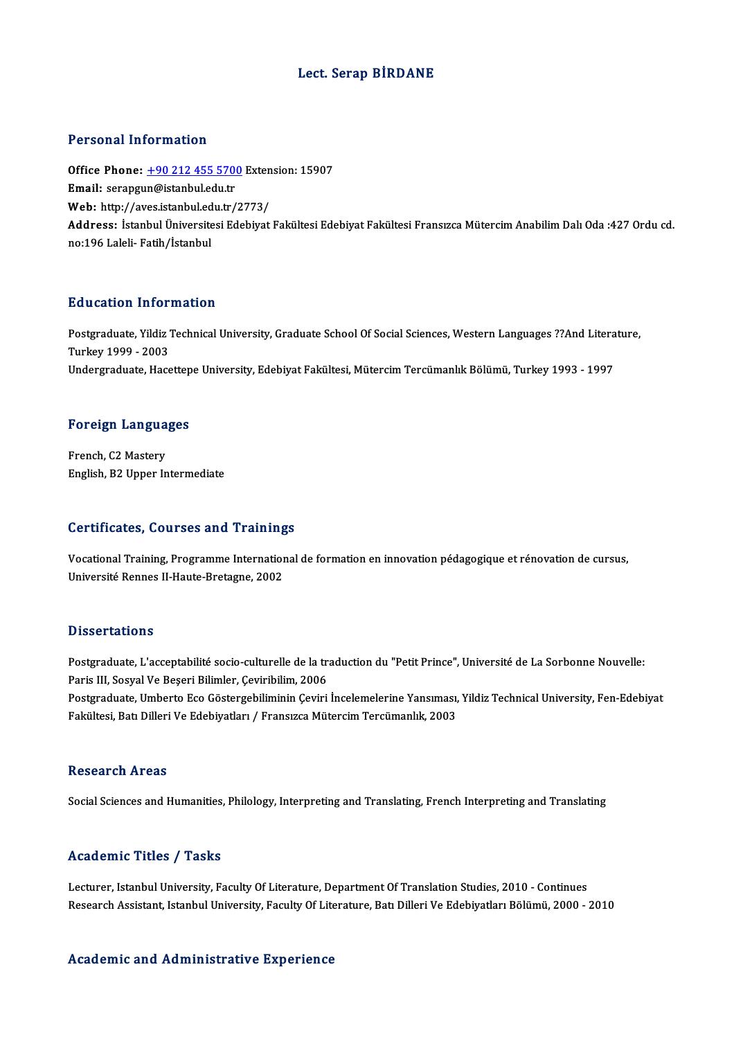# Lect. Serap BİRDANE

## Personal Information

**Office Phone:** +90 212 455 5700 Extension: 15907
**Email:** serapgun@istanbul.edu.tr
**Web:** http://aves.istanbul.edu.tr/2773/
**Address:** İstanbul Üniversitesi Edebiyat Fakültesi Edebiyat Fakültesi Fransızca Mütercim Anabilim Dalı Oda :427 Ordu cd. no:196 Laleli- Fatih/İstanbul

## Education Information

Postgraduate, Yildiz Technical University, Graduate School Of Social Sciences, Western Languages ??And Literature, Turkey 1999 - 2003
Undergraduate, Hacettepe University, Edebiyat Fakültesi, Mütercim Tercümanlık Bölümü, Turkey 1993 - 1997

## Foreign Languages

French, C2 Mastery
English, B2 Upper Intermediate

## Certificates, Courses and Trainings

Vocational Training, Programme International de formation en innovation pédagogique et rénovation de cursus, Université Rennes II-Haute-Bretagne, 2002

## Dissertations

Postgraduate, L'acceptabilité socio-culturelle de la traduction du "Petit Prince", Université de La Sorbonne Nouvelle: Paris III, Sosyal Ve Beşeri Bilimler, Çeviribilim, 2006
Postgraduate, Umberto Eco Göstergebiliminin Çeviri İncelemelerine Yansıması, Yildiz Technical University, Fen-Edebiyat Fakültesi, Batı Dilleri Ve Edebiyatları / Fransızca Mütercim Tercümanlık, 2003

## Research Areas

Social Sciences and Humanities, Philology, Interpreting and Translating, French Interpreting and Translating

## Academic Titles / Tasks

Lecturer, Istanbul University, Faculty Of Literature, Department Of Translation Studies, 2010 - Continues
Research Assistant, Istanbul University, Faculty Of Literature, Batı Dilleri Ve Edebiyatları Bölümü, 2000 - 2010

## Academic and Administrative Experience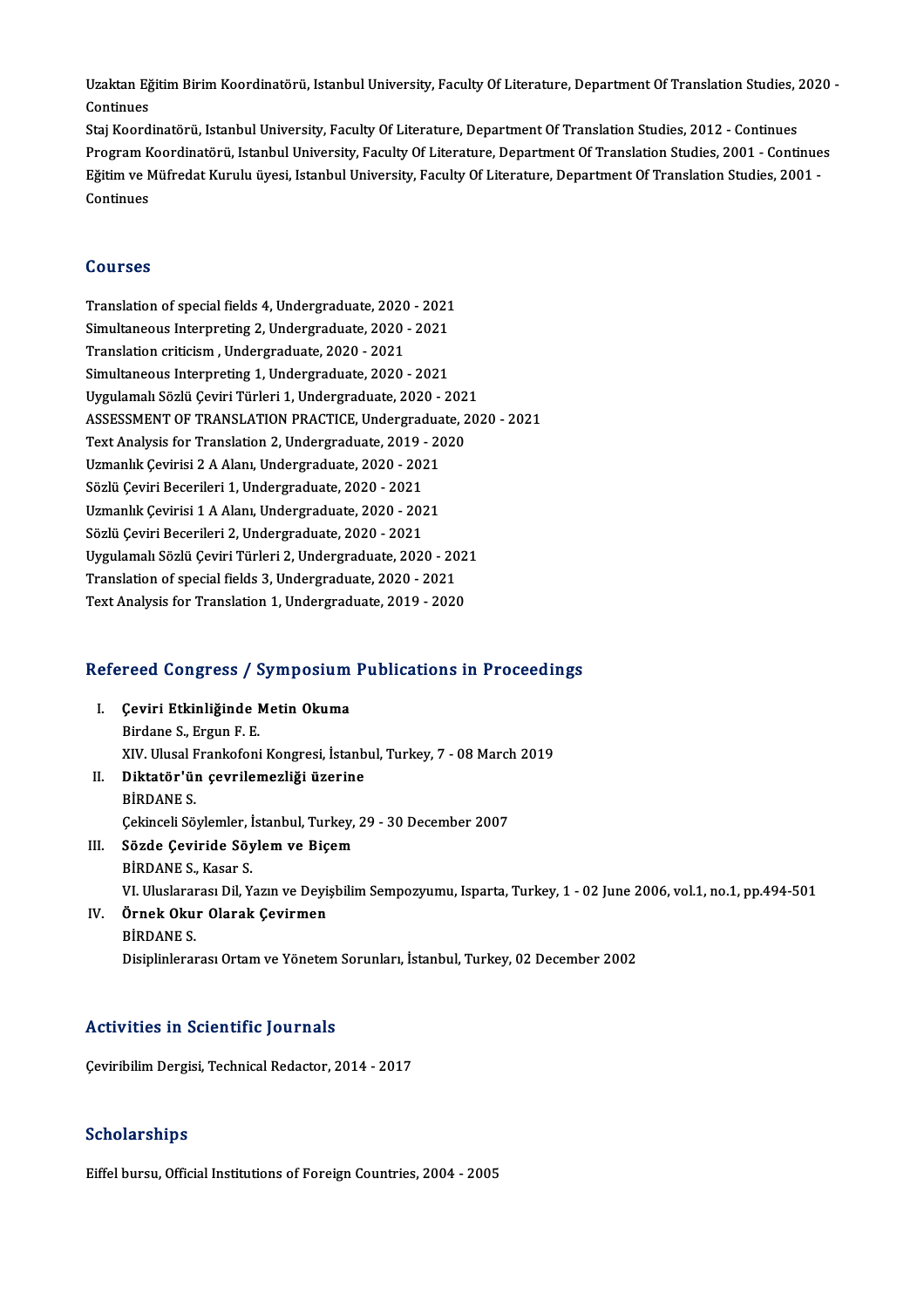Uzaktan Eğitim Birim Koordinatörü, Istanbul University, Faculty Of Literature, Department Of Translation Studies, 2020 - Continues

Staj Koordinatörü, Istanbul University, Faculty Of Literature, Department Of Translation Studies, 2012 - Continues

Program Koordinatörü, Istanbul University, Faculty Of Literature, Department Of Translation Studies, 2001 - Continues

Eğitim ve Müfredat Kurulu üyesi, Istanbul University, Faculty Of Literature, Department Of Translation Studies, 2001 - Continues

## Courses

Translation of special fields 4, Undergraduate, 2020 - 2021
Simultaneous Interpreting 2, Undergraduate, 2020 - 2021
Translation criticism , Undergraduate, 2020 - 2021
Simultaneous Interpreting 1, Undergraduate, 2020 - 2021
Uygulamalı Sözlü Çeviri Türleri 1, Undergraduate, 2020 - 2021
ASSESSMENT OF TRANSLATION PRACTICE, Undergraduate, 2020 - 2021
Text Analysis for Translation 2, Undergraduate, 2019 - 2020
Uzmanlık Çevirisi 2 A Alanı, Undergraduate, 2020 - 2021
Sözlü Çeviri Becerileri 1, Undergraduate, 2020 - 2021
Uzmanlık Çevirisi 1 A Alanı, Undergraduate, 2020 - 2021
Sözlü Çeviri Becerileri 2, Undergraduate, 2020 - 2021
Uygulamalı Sözlü Çeviri Türleri 2, Undergraduate, 2020 - 2021
Translation of special fields 3, Undergraduate, 2020 - 2021
Text Analysis for Translation 1, Undergraduate, 2019 - 2020

## Refereed Congress / Symposium Publications in Proceedings

I. **Çeviri Etkinliğinde Metin Okuma**
Birdane S., Ergun F. E.
XIV. Ulusal Frankofoni Kongresi, İstanbul, Turkey, 7 - 08 March 2019

II. **Diktatör'ün çevrilemezliği üzerine**
BİRDANE S.
Çekinceli Söylemler, İstanbul, Turkey, 29 - 30 December 2007

III. **Sözde Çeviride Söylem ve Biçem**
BİRDANE S., Kasar S.
VI. Uluslararası Dil, Yazın ve Deyişbilim Sempozyumu, Isparta, Turkey, 1 - 02 June 2006, vol.1, no.1, pp.494-501

IV. **Örnek Okur Olarak Çevirmen**
BİRDANE S.
Disiplinlerarası Ortam ve Yönetem Sorunları, İstanbul, Turkey, 02 December 2002

## Activities in Scientific Journals

Çeviribilim Dergisi, Technical Redactor, 2014 - 2017

## Scholarships

Eiffel bursu, Official Institutions of Foreign Countries, 2004 - 2005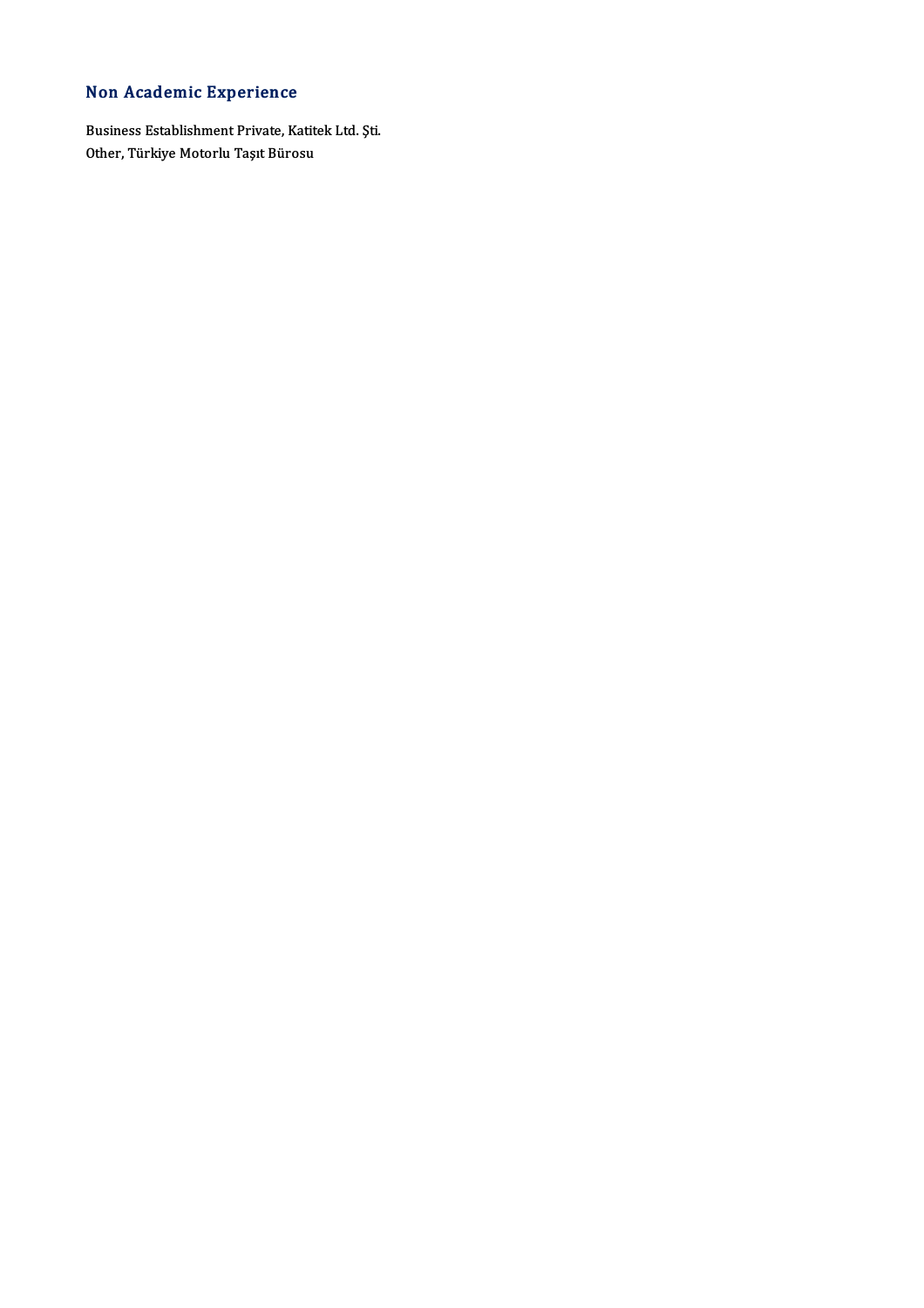## Non Academic Experience

Business Establishment Private, Katitek Ltd. Şti.
Other, Türkiye Motorlu Taşıt Bürosu